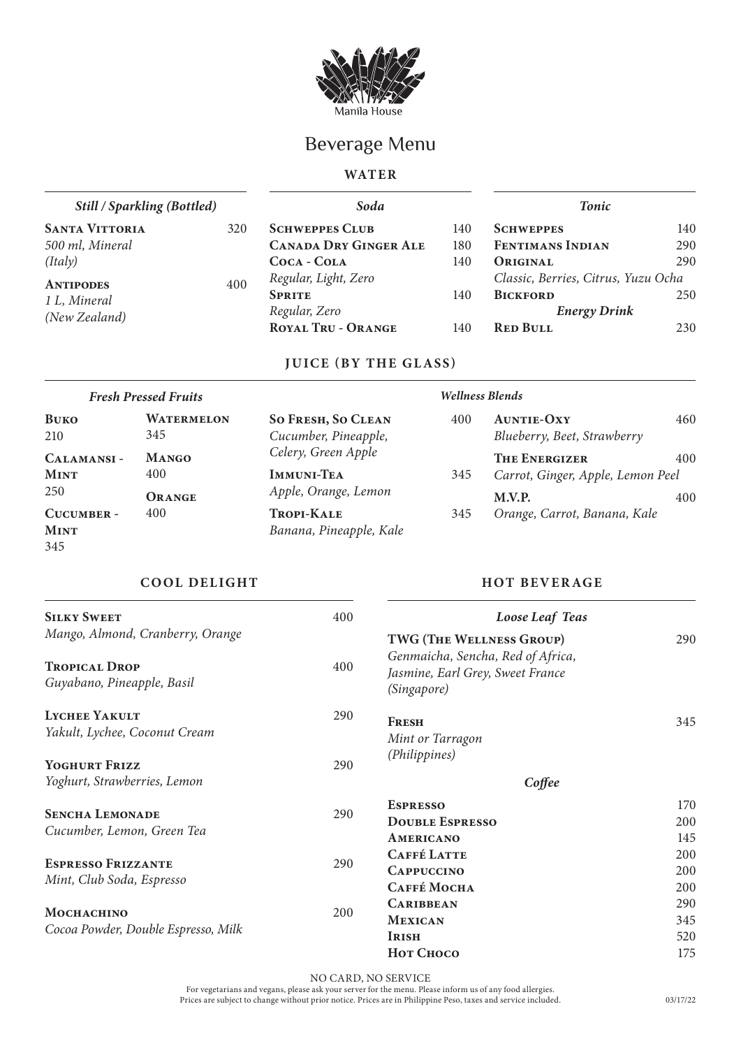Manila House

# Beverage Menu

## WATER

### *Still / Sparkling (Bottled)*

**Santa Vittoria** 320
*500 ml, Mineral*
*(Italy)*

**Antipodes** 400
*1 L, Mineral*
*(New Zealand)*

### *Soda*

**Schweppes Club** 140
**Canada Dry Ginger Ale** 180
**Coca - Cola** 140
*Regular, Light, Zero*
**Sprite** 140
*Regular, Zero*
**Royal Tru - Orange** 140

### *Tonic*

**Schweppes** 140
**Fentimans Indian** 290
**Original** 290
*Classic, Berries, Citrus, Yuzu Ocha*
**Bickford** 250

### *Energy Drink*

**Red Bull** 230

## JUICE (BY THE GLASS)

### *Fresh Pressed Fruits*

**Buko**
210

**Calamansi - Mint**
250

**Cucumber - Mint**
345

**Watermelon**
345

**Mango**
400

**Orange**
400

### *Wellness Blends*

**So Fresh, So Clean** 400
*Cucumber, Pineapple, Celery, Green Apple*

**Immuni-Tea** 345
*Apple, Orange, Lemon*

**Tropi-Kale** 345
*Banana, Pineapple, Kale*

**Auntie-Oxy** 460
*Blueberry, Beet, Strawberry*

**The Energizer** 400
*Carrot, Ginger, Apple, Lemon Peel*

**M.V.P.** 400
*Orange, Carrot, Banana, Kale*

## COOL DELIGHT

**Silky Sweet** 400
*Mango, Almond, Cranberry, Orange*

**Tropical Drop** 400
*Guyabano, Pineapple, Basil*

**Lychee Yakult** 290
*Yakult, Lychee, Coconut Cream*

**Yoghurt Frizz** 290
*Yoghurt, Strawberries, Lemon*

**Sencha Lemonade** 290
*Cucumber, Lemon, Green Tea*

**Espresso Frizzante** 290
*Mint, Club Soda, Espresso*

**Mochachino** 200
*Cocoa Powder, Double Espresso, Milk*

## HOT BEVERAGE

### *Loose Leaf Teas*

**TWG (The Wellness Group)** 290
*Genmaicha, Sencha, Red of Africa, Jasmine, Earl Grey, Sweet France*
*(Singapore)*

**Fresh** 345
*Mint or Tarragon*
*(Philippines)*

### *Coffee*

| | |
|---|---|
| **Espresso** | 170 |
| **Double Espresso** | 200 |
| **Americano** | 145 |
| **Caffé Latte** | 200 |
| **Cappuccino** | 200 |
| **Caffé Mocha** | 200 |
| **Caribbean** | 290 |
| **Mexican** | 345 |
| **Irish** | 520 |
| **Hot Choco** | 175 |

NO CARD, NO SERVICE

For vegetarians and vegans, please ask your server for the menu. Please inform us of any food allergies.
Prices are subject to change without prior notice. Prices are in Philippine Peso, taxes and service included.

03/17/22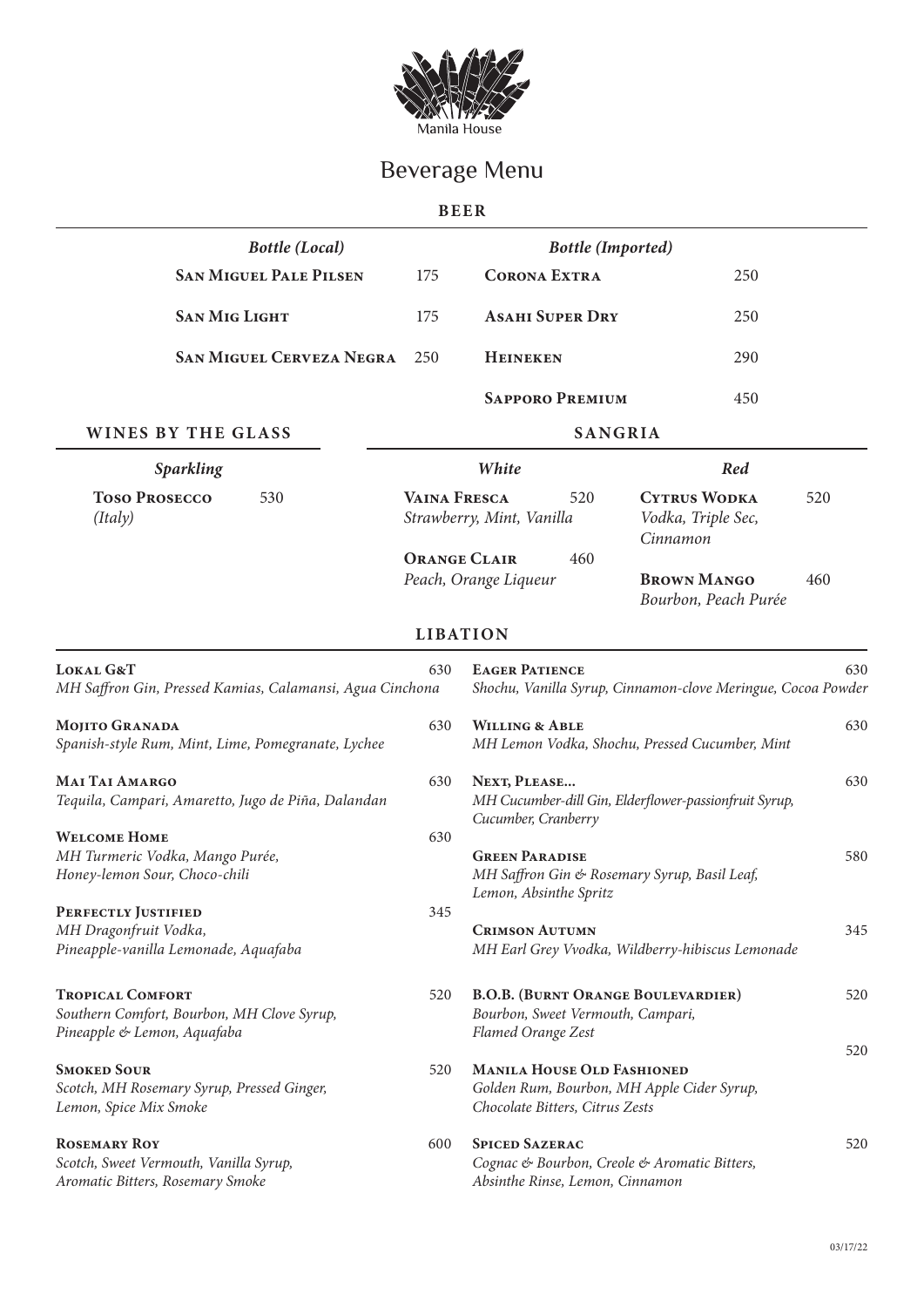Manila House

# Beverage Menu

## BEER

| *Bottle (Local)* | | *Bottle (Imported)* | |
|---|---|---|---|
| **San Miguel Pale Pilsen** | 175 | **Corona Extra** | 250 |
| **San Mig Light** | 175 | **Asahi Super Dry** | 250 |
| **San Miguel Cerveza Negra** | 250 | **Heineken** | 290 |
| | | **Sapporo Premium** | 450 |

## WINES BY THE GLASS

*Sparkling*

**Toso Prosecco** 530
*(Italy)*

## SANGRIA

*White*

**Vaina Fresca** 520
*Strawberry, Mint, Vanilla*

**Orange Clair** 460
*Peach, Orange Liqueur*

*Red*

**Cytrus Wodka** 520
*Vodka, Triple Sec, Cinnamon*

**Brown Mango** 460
*Bourbon, Peach Purée*

## LIBATION

**Lokal G&T** 630
*MH Saffron Gin, Pressed Kamias, Calamansi, Agua Cinchona*

**Mojito Granada** 630
*Spanish-style Rum, Mint, Lime, Pomegranate, Lychee*

**Mai Tai Amargo** 630
*Tequila, Campari, Amaretto, Jugo de Piña, Dalandan*

**Welcome Home** 630
*MH Turmeric Vodka, Mango Purée, Honey-lemon Sour, Choco-chili*

**Perfectly Justified** 345
*MH Dragonfruit Vodka, Pineapple-vanilla Lemonade, Aquafaba*

**Tropical Comfort** 520
*Southern Comfort, Bourbon, MH Clove Syrup, Pineapple & Lemon, Aquafaba*

**Smoked Sour** 520
*Scotch, MH Rosemary Syrup, Pressed Ginger, Lemon, Spice Mix Smoke*

**Rosemary Roy** 600
*Scotch, Sweet Vermouth, Vanilla Syrup, Aromatic Bitters, Rosemary Smoke*

**Eager Patience** 630
*Shochu, Vanilla Syrup, Cinnamon-clove Meringue, Cocoa Powder*

**Willing & Able** 630
*MH Lemon Vodka, Shochu, Pressed Cucumber, Mint*

**Next, Please...** 630
*MH Cucumber-dill Gin, Elderflower-passionfruit Syrup, Cucumber, Cranberry*

**Green Paradise** 580
*MH Saffron Gin & Rosemary Syrup, Basil Leaf, Lemon, Absinthe Spritz*

**Crimson Autumn** 345
*MH Earl Grey Vvodka, Wildberry-hibiscus Lemonade*

**B.O.B. (Burnt Orange Boulevardier)** 520
*Bourbon, Sweet Vermouth, Campari, Flamed Orange Zest*

**Manila House Old Fashioned** 520
*Golden Rum, Bourbon, MH Apple Cider Syrup, Chocolate Bitters, Citrus Zests*

**Spiced Sazerac** 520
*Cognac & Bourbon, Creole & Aromatic Bitters, Absinthe Rinse, Lemon, Cinnamon*

03/17/22